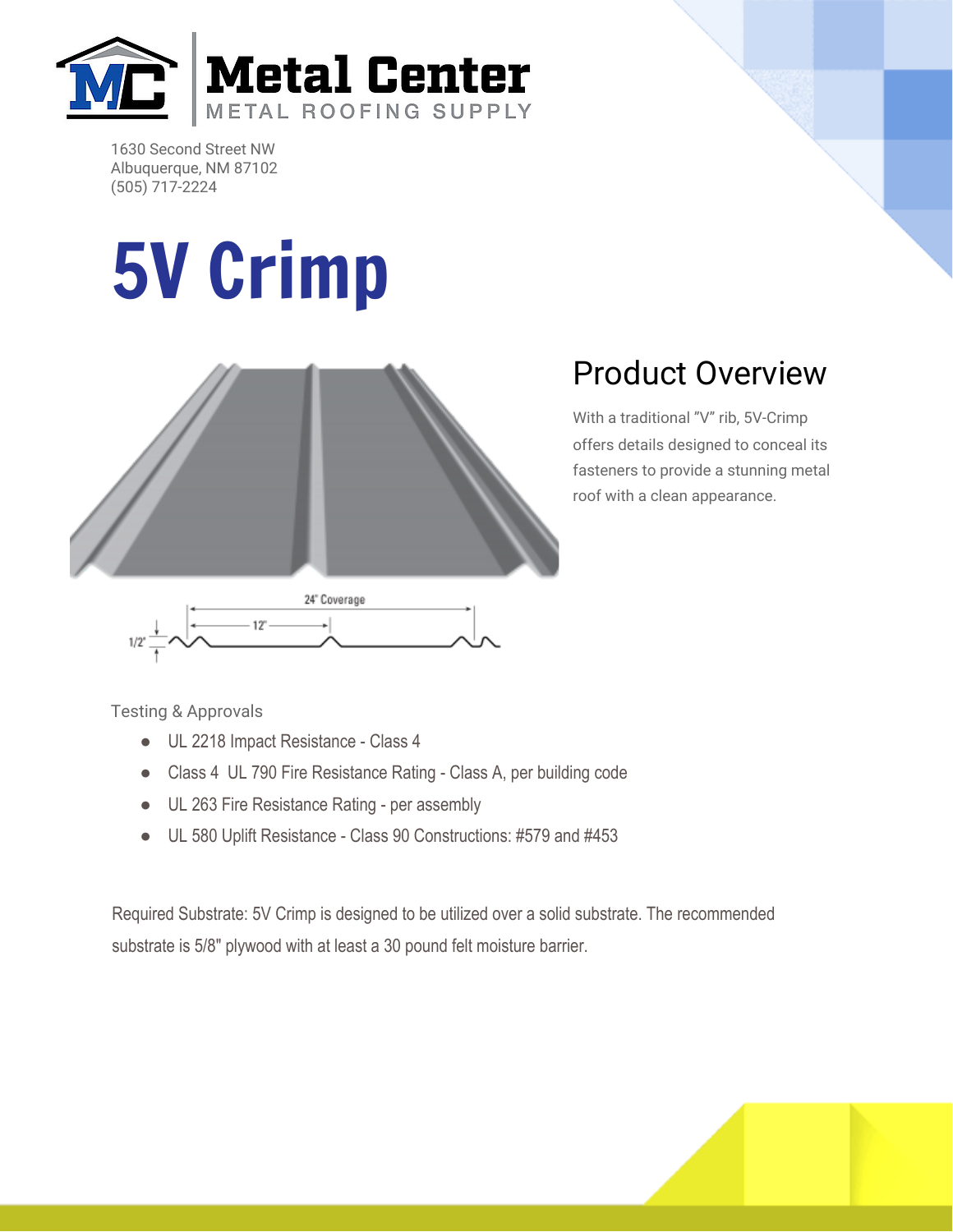Metal Center

METAL ROOFING SUPPLY

1630 Second Street NW
Albuquerque, NM 87102
(505) 717-2224

# 5V Crimp

## Product Overview

With a traditional "V" rib, 5V-Crimp offers details designed to conceal its fasteners to provide a stunning metal roof with a clean appearance.

24" Coverage

12"

1/2"

Testing & Approvals

- UL 2218 Impact Resistance - Class 4
- Class 4 UL 790 Fire Resistance Rating - Class A, per building code
- UL 263 Fire Resistance Rating - per assembly
- UL 580 Uplift Resistance - Class 90 Constructions: #579 and #453

Required Substrate: 5V Crimp is designed to be utilized over a solid substrate. The recommended substrate is 5/8" plywood with at least a 30 pound felt moisture barrier.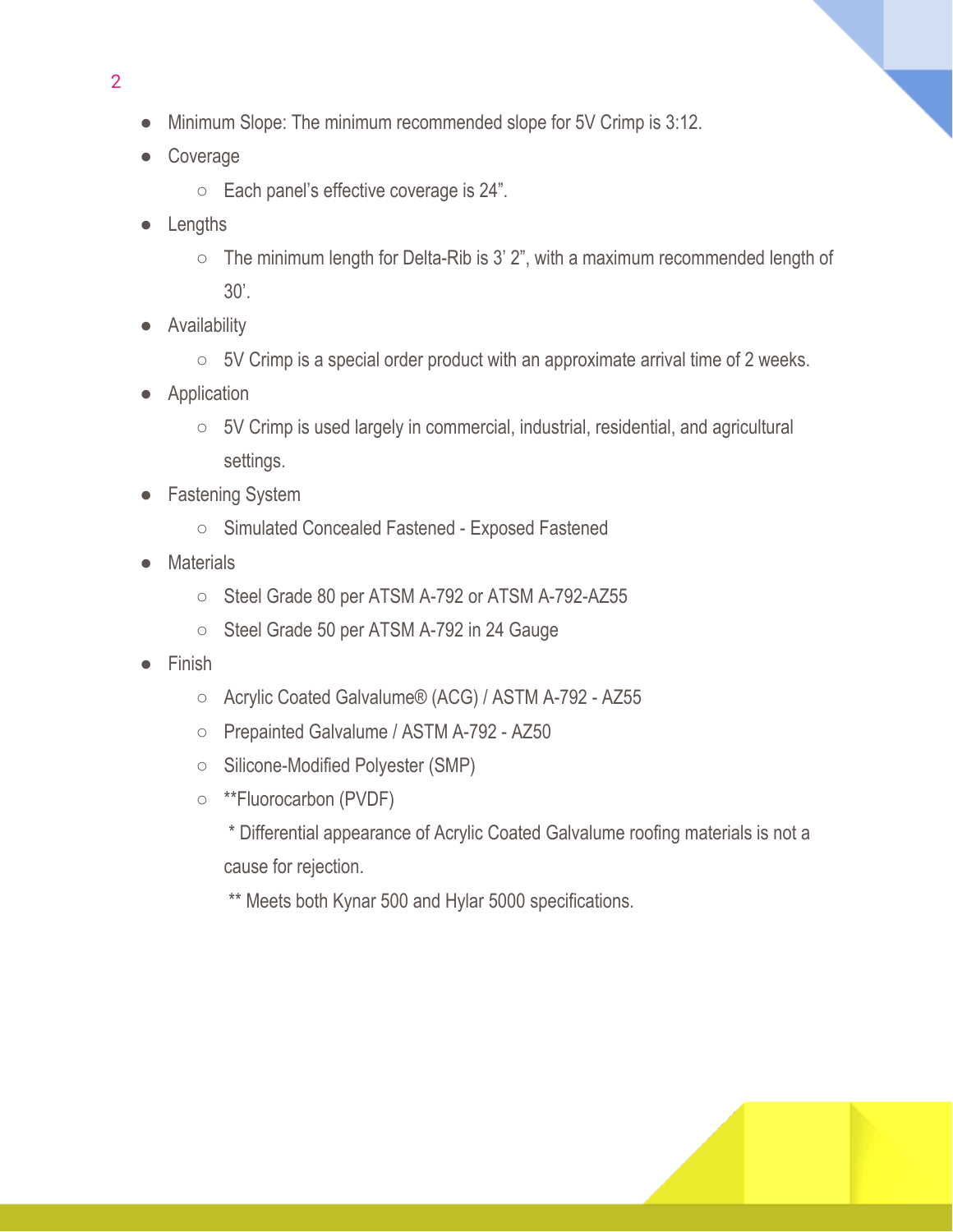- Minimum Slope: The minimum recommended slope for 5V Crimp is 3:12.
- Coverage
    - Each panel's effective coverage is 24".
- Lengths
    - The minimum length for Delta-Rib is 3' 2", with a maximum recommended length of 30'.
- Availability
    - 5V Crimp is a special order product with an approximate arrival time of 2 weeks.
- Application
    - 5V Crimp is used largely in commercial, industrial, residential, and agricultural settings.
- Fastening System
    - Simulated Concealed Fastened - Exposed Fastened
- Materials
    - Steel Grade 80 per ATSM A-792 or ATSM A-792-AZ55
    - Steel Grade 50 per ATSM A-792 in 24 Gauge
- Finish
    - Acrylic Coated Galvalume® (ACG) / ASTM A-792 - AZ55
    - Prepainted Galvalume / ASTM A-792 - AZ50
    - Silicone-Modified Polyester (SMP)
    - **Fluorocarbon (PVDF)

      * Differential appearance of Acrylic Coated Galvalume roofing materials is not a cause for rejection.

      ** Meets both Kynar 500 and Hylar 5000 specifications.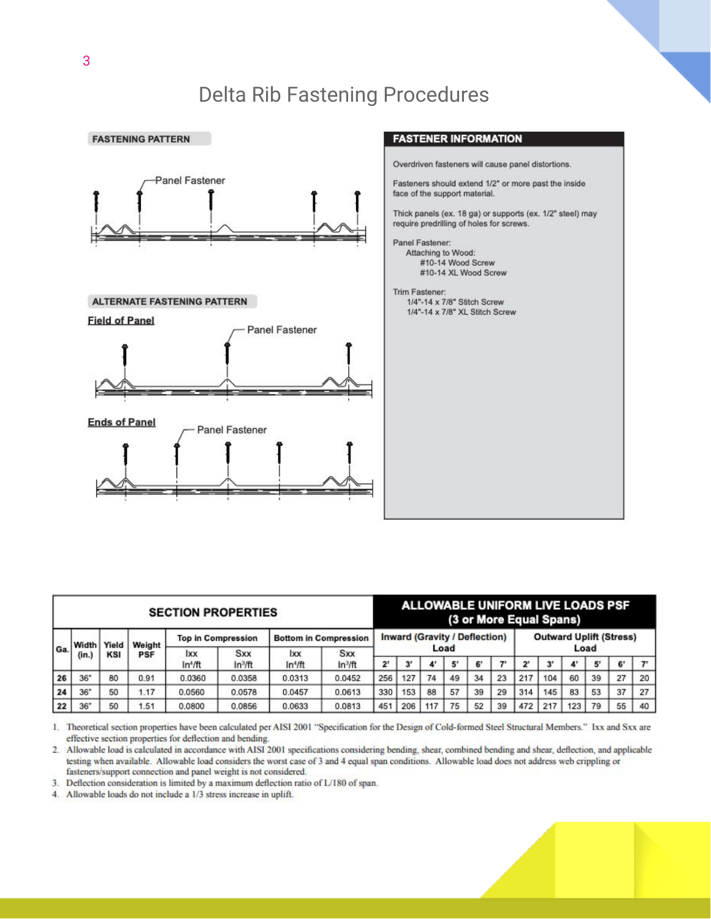# Delta Rib Fastening Procedures

**FASTENING PATTERN**

Panel Fastener

**ALTERNATE FASTENING PATTERN**

**Field of Panel**

Panel Fastener

**Ends of Panel**

Panel Fastener

**FASTENER INFORMATION**

Overdriven fasteners will cause panel distortions.

Fasteners should extend 1/2" or more past the inside face of the support material.

Thick panels (ex. 18 ga) or supports (ex. 1/2" steel) may require predrilling of holes for screws.

Panel Fastener:
- Attaching to Wood:
  - #10-14 Wood Screw
  - #10-14 XL Wood Screw

Trim Fastener:
- 1/4"-14 x 7/8" Stitch Screw
- 1/4"-14 x 7/8" XL Stitch Screw

| SECTION PROPERTIES | | | | | | | | ALLOWABLE UNIFORM LIVE LOADS PSF (3 or More Equal Spans) | | | | | | | | | | | |
|---|---|---|---|---|---|---|---|---|---|---|---|---|---|---|---|---|---|---|---|
| Ga. | Width (in.) | Yield KSI | Weight PSF | Top in Compression | | Bottom in Compression | | Inward (Gravity / Deflection) Load | | | | | | Outward Uplift (Stress) Load | | | | | |
| | | | | Ixx In⁴/ft | Sxx In³/ft | Ixx In⁴/ft | Sxx In³/ft | 2' | 3' | 4' | 5' | 6' | 7' | 2' | 3' | 4' | 5' | 6' | 7' |
| 26 | 36" | 80 | 0.91 | 0.0360 | 0.0358 | 0.0313 | 0.0452 | 256 | 127 | 74 | 49 | 34 | 23 | 217 | 104 | 60 | 39 | 27 | 20 |
| 24 | 36" | 50 | 1.17 | 0.0560 | 0.0578 | 0.0457 | 0.0613 | 330 | 153 | 88 | 57 | 39 | 29 | 314 | 145 | 83 | 53 | 37 | 27 |
| 22 | 36" | 50 | 1.51 | 0.0800 | 0.0856 | 0.0633 | 0.0813 | 451 | 206 | 117 | 75 | 52 | 39 | 472 | 217 | 123 | 79 | 55 | 40 |

1. Theoretical section properties have been calculated per AISI 2001 "Specification for the Design of Cold-formed Steel Structural Members." Ixx and Sxx are effective section properties for deflection and bending.
2. Allowable load is calculated in accordance with AISI 2001 specifications considering bending, shear, combined bending and shear, deflection, and applicable testing when available. Allowable load considers the worst case of 3 and 4 equal span conditions. Allowable load does not address web crippling or fasteners/support connection and panel weight is not considered.
3. Deflection consideration is limited by a maximum deflection ratio of L/180 of span.
4. Allowable loads do not include a 1/3 stress increase in uplift.